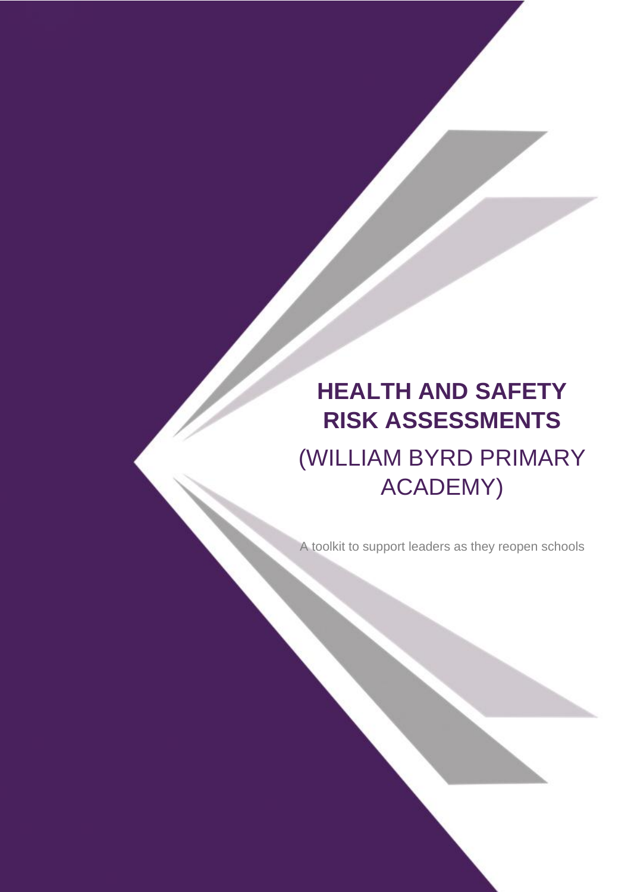# HEALTH AND SAFETY RISK ASSESSMENTS

(WILLIAM BYRD PRIMARY ACADEMY)

A toolkit to support leaders as they reopen schools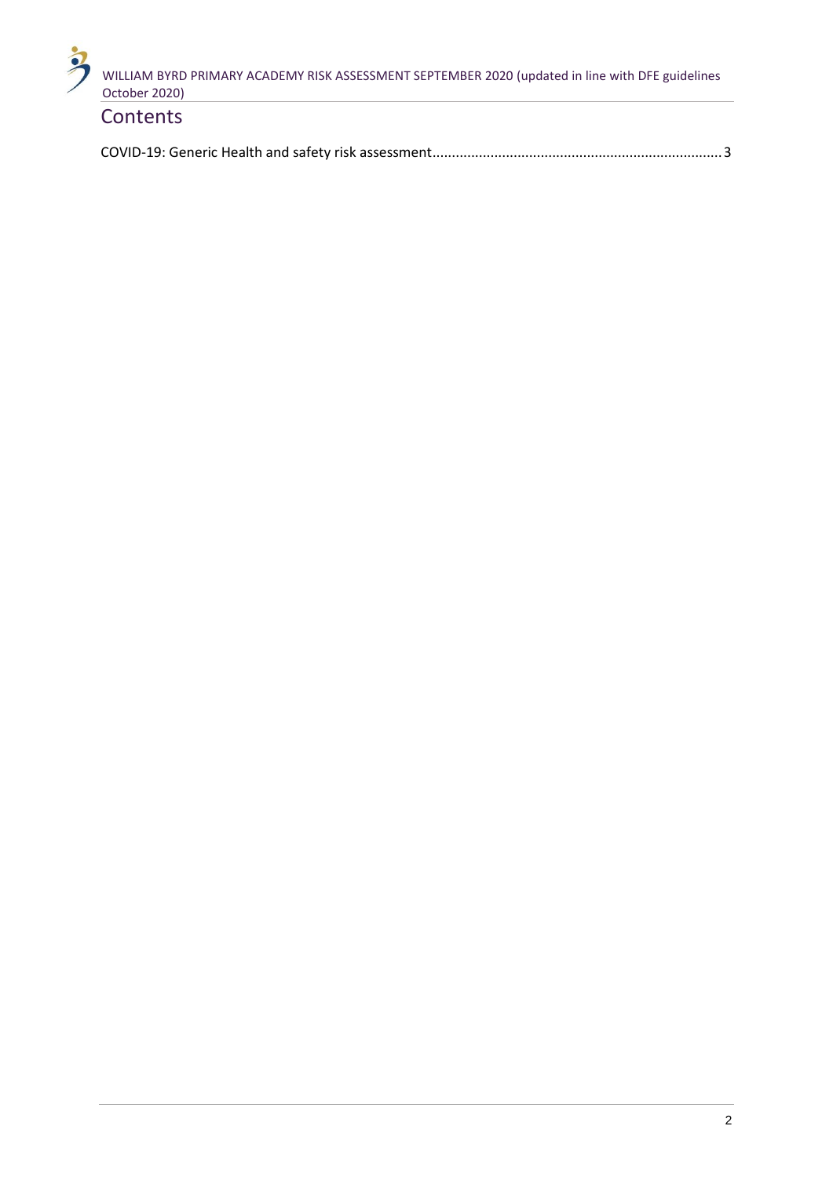# Contents

COVID-19: Generic Health and safety risk assessment.......................................................................... 3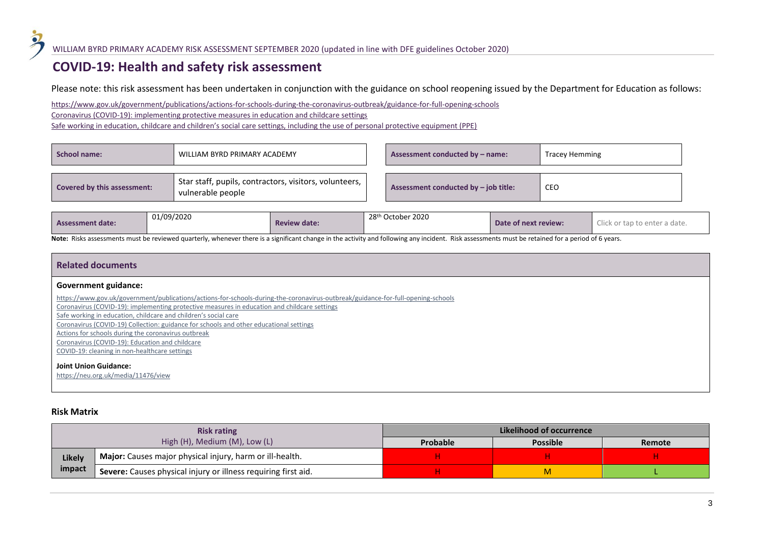WILLIAM BYRD PRIMARY ACADEMY RISK ASSESSMENT SEPTEMBER 2020 (updated in line with DFE guidelines October 2020)

# COVID-19: Health and safety risk assessment

Please note: this risk assessment has been undertaken in conjunction with the guidance on school reopening issued by the Department for Education as follows:

https://www.gov.uk/government/publications/actions-for-schools-during-the-coronavirus-outbreak/guidance-for-full-opening-schools
Coronavirus (COVID-19): implementing protective measures in education and childcare settings
Safe working in education, childcare and children's social care settings, including the use of personal protective equipment (PPE)

| | | | |
|---|---|---|---|
| **School name:** | WILLIAM BYRD PRIMARY ACADEMY | **Assessment conducted by – name:** | Tracey Hemming |
| **Covered by this assessment:** | Star staff, pupils, contractors, visitors, volunteers, vulnerable people | **Assessment conducted by – job title:** | CEO |

| | | | | | |
|---|---|---|---|---|---|
| **Assessment date:** | 01/09/2020 | **Review date:** | 28th October 2020 | **Date of next review:** | Click or tap to enter a date. |

**Note:** Risks assessments must be reviewed quarterly, whenever there is a significant change in the activity and following any incident. Risk assessments must be retained for a period of 6 years.

## Related documents

**Government guidance:**

https://www.gov.uk/government/publications/actions-for-schools-during-the-coronavirus-outbreak/guidance-for-full-opening-schools
Coronavirus (COVID-19): implementing protective measures in education and childcare settings
Safe working in education, childcare and children's social care
Coronavirus (COVID-19) Collection: guidance for schools and other educational settings
Actions for schools during the coronavirus outbreak
Coronavirus (COVID-19): Education and childcare
COVID-19: cleaning in non-healthcare settings

**Joint Union Guidance:**
https://neu.org.uk/media/11476/view

### Risk Matrix

| **Risk rating** High (H), Medium (M), Low (L) | | Likelihood of occurrence | | |
|---|---|---|---|---|
| | | **Probable** | **Possible** | **Remote** |
| **Likely impact** | **Major:** Causes major physical injury, harm or ill-health. | H | H | H |
| | **Severe:** Causes physical injury or illness requiring first aid. | H | M | L |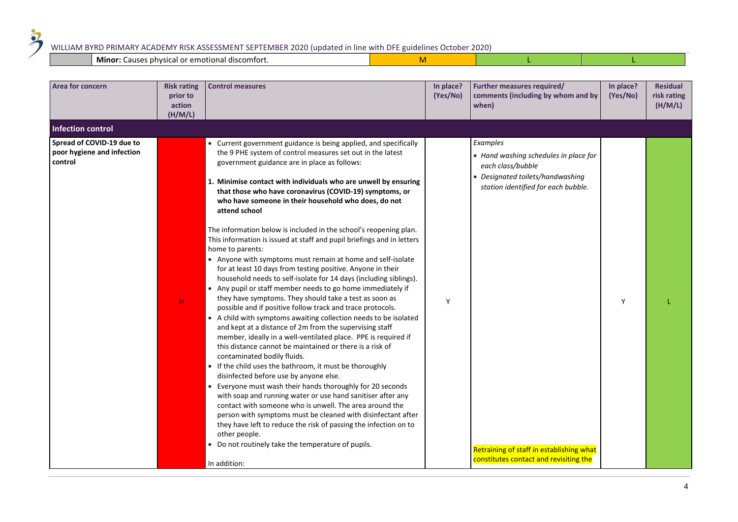| | Minor: Causes physical or emotional discomfort. | M | L | L |
|---|---|---|---|---|

| Area for concern | Risk rating prior to action (H/M/L) | Control measures | In place? (Yes/No) | Further measures required/ comments (including by whom and by when) | In place? (Yes/No) | Residual risk rating (H/M/L) |
|---|---|---|---|---|---|---|
| **Infection control** | | | | | | |
| **Spread of COVID-19 due to poor hygiene and infection control** | H | • Current government guidance is being applied, and specifically the 9 PHE system of control measures set out in the latest government guidance are in place as follows:<br><br>**1. Minimise contact with individuals who are unwell by ensuring that those who have coronavirus (COVID-19) symptoms, or who have someone in their household who does, do not attend school**<br><br>The information below is included in the school's reopening plan. This information is issued at staff and pupil briefings and in letters home to parents:<br>• Anyone with symptoms must remain at home and self-isolate for at least 10 days from testing positive. Anyone in their household needs to self-isolate for 14 days (including siblings).<br>• Any pupil or staff member needs to go home immediately if they have symptoms. They should take a test as soon as possible and if positive follow track and trace protocols.<br>• A child with symptoms awaiting collection needs to be isolated and kept at a distance of 2m from the supervising staff member, ideally in a well-ventilated place. PPE is required if this distance cannot be maintained or there is a risk of contaminated bodily fluids.<br>• If the child uses the bathroom, it must be thoroughly disinfected before use by anyone else.<br>• Everyone must wash their hands thoroughly for 20 seconds with soap and running water or use hand sanitiser after any contact with someone who is unwell. The area around the person with symptoms must be cleaned with disinfectant after they have left to reduce the risk of passing the infection on to other people.<br>• Do not routinely take the temperature of pupils.<br><br>In addition: | Y | *Examples*<br>• *Hand washing schedules in place for each class/bubble*<br>• *Designated toilets/handwashing station identified for each bubble.*<br><br>Retraining of staff in establishing what constitutes contact and revisiting the | Y | L |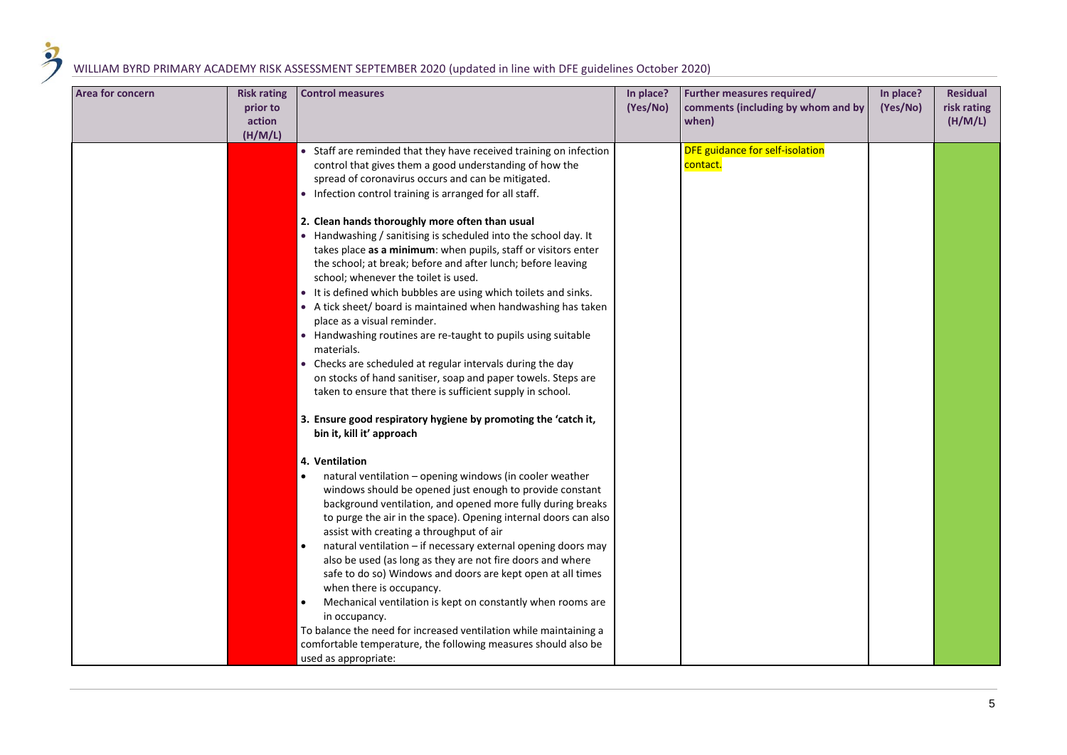WILLIAM BYRD PRIMARY ACADEMY RISK ASSESSMENT SEPTEMBER 2020 (updated in line with DFE guidelines October 2020)

| Area for concern | Risk rating prior to action (H/M/L) | Control measures | In place? (Yes/No) | Further measures required/ comments (including by whom and by when) | In place? (Yes/No) | Residual risk rating (H/M/L) |
|---|---|---|---|---|---|---|
| | | • Staff are reminded that they have received training on infection control that gives them a good understanding of how the spread of coronavirus occurs and can be mitigated.<br>• Infection control training is arranged for all staff.<br><br>**2. Clean hands thoroughly more often than usual**<br>• Handwashing / sanitising is scheduled into the school day. It takes place **as a minimum**: when pupils, staff or visitors enter the school; at break; before and after lunch; before leaving school; whenever the toilet is used.<br>• It is defined which bubbles are using which toilets and sinks.<br>• A tick sheet/ board is maintained when handwashing has taken place as a visual reminder.<br>• Handwashing routines are re-taught to pupils using suitable materials.<br>• Checks are scheduled at regular intervals during the day on stocks of hand sanitiser, soap and paper towels. Steps are taken to ensure that there is sufficient supply in school.<br><br>**3. Ensure good respiratory hygiene by promoting the 'catch it, bin it, kill it' approach**<br><br>**4. Ventilation**<br>• natural ventilation – opening windows (in cooler weather windows should be opened just enough to provide constant background ventilation, and opened more fully during breaks to purge the air in the space). Opening internal doors can also assist with creating a throughput of air<br>• natural ventilation – if necessary external opening doors may also be used (as long as they are not fire doors and where safe to do so) Windows and doors are kept open at all times when there is occupancy.<br>• Mechanical ventilation is kept on constantly when rooms are in occupancy.<br>To balance the need for increased ventilation while maintaining a comfortable temperature, the following measures should also be used as appropriate: | | DFE guidance for self-isolation contact. | | |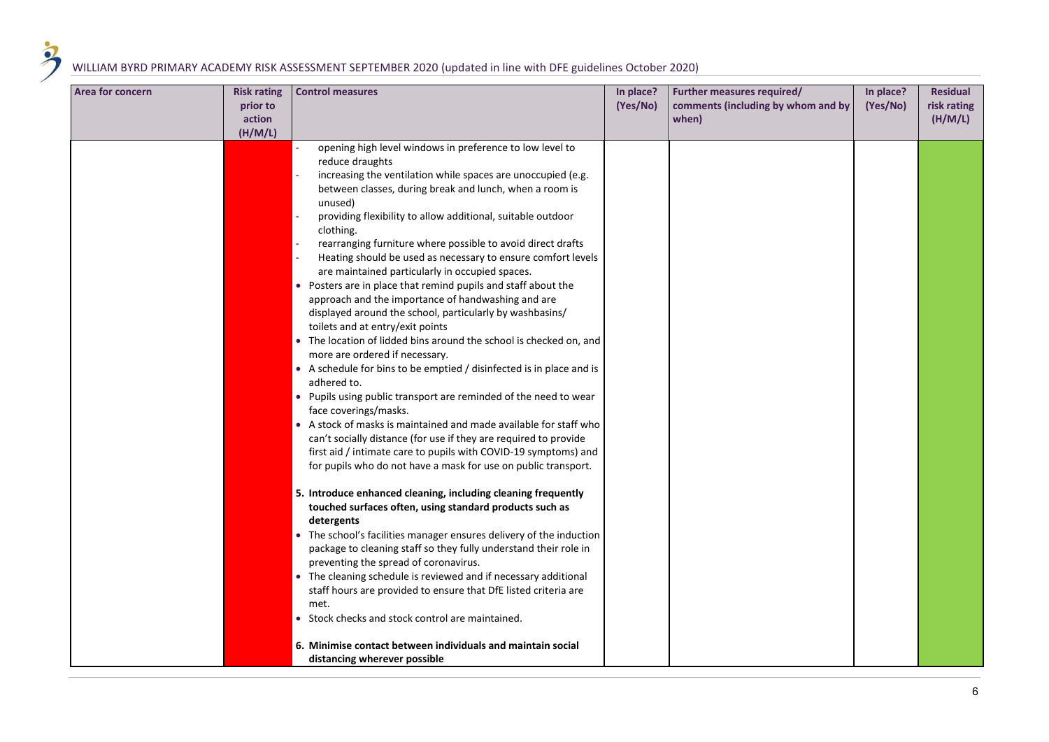| Area for concern | Risk rating prior to action (H/M/L) | Control measures | In place? (Yes/No) | Further measures required/ comments (including by whom and by when) | In place? (Yes/No) | Residual risk rating (H/M/L) |
|---|---|---|---|---|---|---|
| | | - opening high level windows in preference to low level to reduce draughts<br>- increasing the ventilation while spaces are unoccupied (e.g. between classes, during break and lunch, when a room is unused)<br>- providing flexibility to allow additional, suitable outdoor clothing.<br>- rearranging furniture where possible to avoid direct drafts<br>- Heating should be used as necessary to ensure comfort levels are maintained particularly in occupied spaces.<br>• Posters are in place that remind pupils and staff about the approach and the importance of handwashing and are displayed around the school, particularly by washbasins/ toilets and at entry/exit points<br>• The location of lidded bins around the school is checked on, and more are ordered if necessary.<br>• A schedule for bins to be emptied / disinfected is in place and is adhered to.<br>• Pupils using public transport are reminded of the need to wear face coverings/masks.<br>• A stock of masks is maintained and made available for staff who can't socially distance (for use if they are required to provide first aid / intimate care to pupils with COVID-19 symptoms) and for pupils who do not have a mask for use on public transport.<br><br>**5. Introduce enhanced cleaning, including cleaning frequently touched surfaces often, using standard products such as detergents**<br>• The school's facilities manager ensures delivery of the induction package to cleaning staff so they fully understand their role in preventing the spread of coronavirus.<br>• The cleaning schedule is reviewed and if necessary additional staff hours are provided to ensure that DfE listed criteria are met.<br>• Stock checks and stock control are maintained.<br><br>**6. Minimise contact between individuals and maintain social distancing wherever possible** | | | | |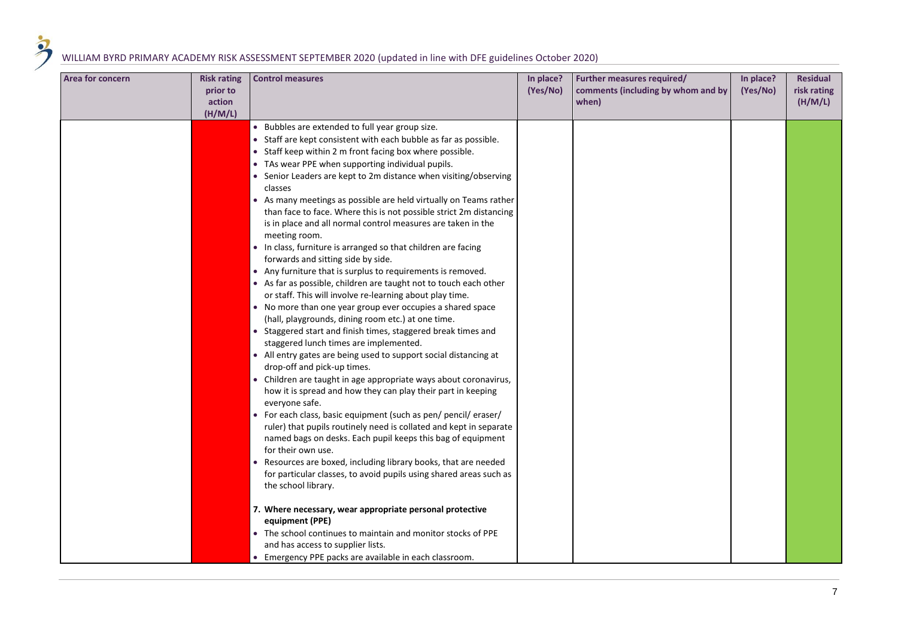| Area for concern | Risk rating prior to action (H/M/L) | Control measures | In place? (Yes/No) | Further measures required/ comments (including by whom and by when) | In place? (Yes/No) | Residual risk rating (H/M/L) |
|---|---|---|---|---|---|---|
| | | • Bubbles are extended to full year group size.<br>• Staff are kept consistent with each bubble as far as possible.<br>• Staff keep within 2 m front facing box where possible.<br>• TAs wear PPE when supporting individual pupils.<br>• Senior Leaders are kept to 2m distance when visiting/observing classes<br>• As many meetings as possible are held virtually on Teams rather than face to face. Where this is not possible strict 2m distancing is in place and all normal control measures are taken in the meeting room.<br>• In class, furniture is arranged so that children are facing forwards and sitting side by side.<br>• Any furniture that is surplus to requirements is removed.<br>• As far as possible, children are taught not to touch each other or staff. This will involve re-learning about play time.<br>• No more than one year group ever occupies a shared space (hall, playgrounds, dining room etc.) at one time.<br>• Staggered start and finish times, staggered break times and staggered lunch times are implemented.<br>• All entry gates are being used to support social distancing at drop-off and pick-up times.<br>• Children are taught in age appropriate ways about coronavirus, how it is spread and how they can play their part in keeping everyone safe.<br>• For each class, basic equipment (such as pen/ pencil/ eraser/ ruler) that pupils routinely need is collated and kept in separate named bags on desks. Each pupil keeps this bag of equipment for their own use.<br>• Resources are boxed, including library books, that are needed for particular classes, to avoid pupils using shared areas such as the school library.<br><br>**7. Where necessary, wear appropriate personal protective equipment (PPE)**<br>• The school continues to maintain and monitor stocks of PPE and has access to supplier lists.<br>• Emergency PPE packs are available in each classroom. | | | | |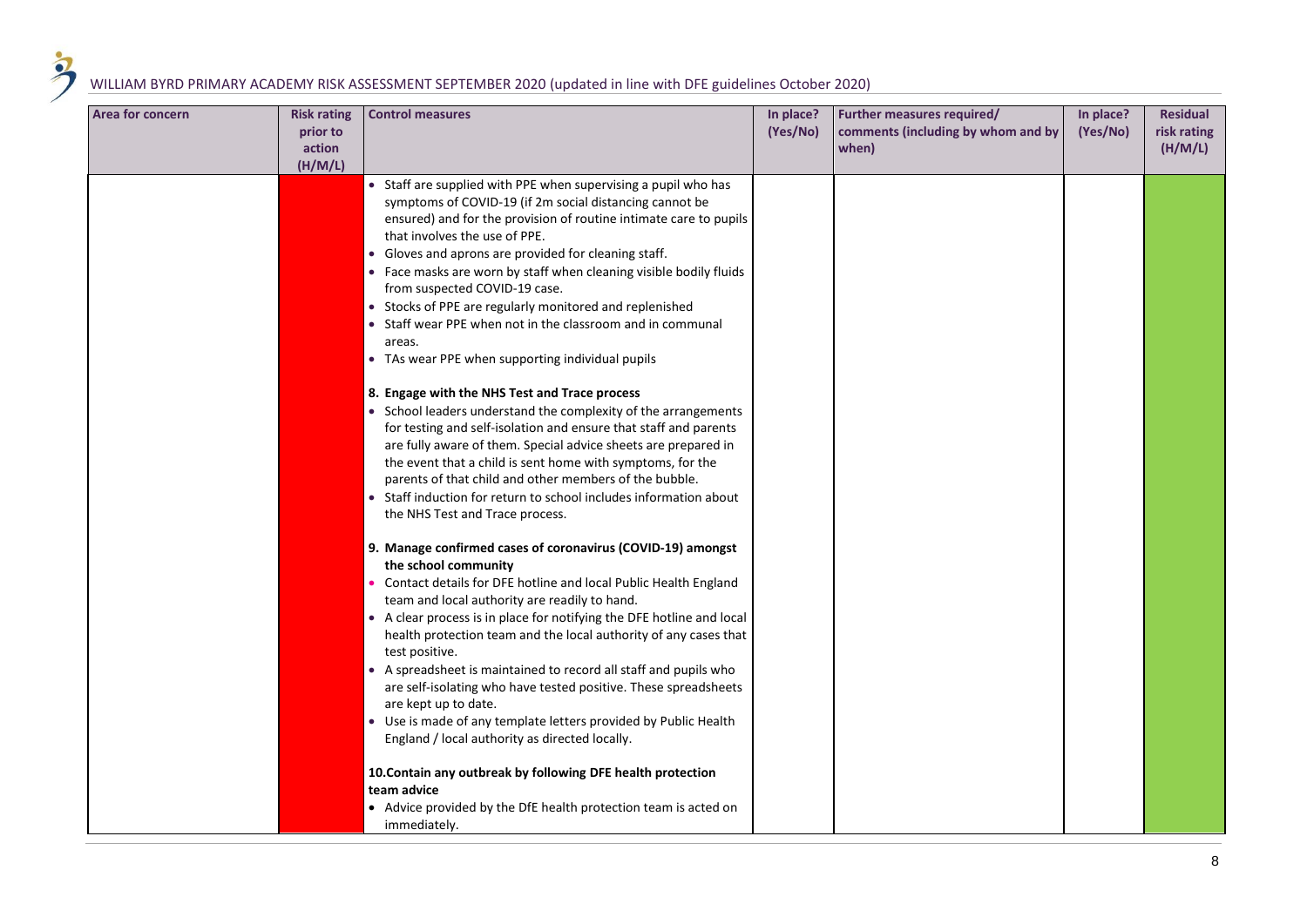WILLIAM BYRD PRIMARY ACADEMY RISK ASSESSMENT SEPTEMBER 2020 (updated in line with DFE guidelines October 2020)

| Area for concern | Risk rating prior to action (H/M/L) | Control measures | In place? (Yes/No) | Further measures required/ comments (including by whom and by when) | In place? (Yes/No) | Residual risk rating (H/M/L) |
|---|---|---|---|---|---|---|
| | | • Staff are supplied with PPE when supervising a pupil who has symptoms of COVID-19 (if 2m social distancing cannot be ensured) and for the provision of routine intimate care to pupils that involves the use of PPE.<br>• Gloves and aprons are provided for cleaning staff.<br>• Face masks are worn by staff when cleaning visible bodily fluids from suspected COVID-19 case.<br>• Stocks of PPE are regularly monitored and replenished<br>• Staff wear PPE when not in the classroom and in communal areas.<br>• TAs wear PPE when supporting individual pupils<br><br>**8. Engage with the NHS Test and Trace process**<br>• School leaders understand the complexity of the arrangements for testing and self-isolation and ensure that staff and parents are fully aware of them. Special advice sheets are prepared in the event that a child is sent home with symptoms, for the parents of that child and other members of the bubble.<br>• Staff induction for return to school includes information about the NHS Test and Trace process.<br><br>**9. Manage confirmed cases of coronavirus (COVID-19) amongst the school community**<br>• Contact details for DFE hotline and local Public Health England team and local authority are readily to hand.<br>• A clear process is in place for notifying the DFE hotline and local health protection team and the local authority of any cases that test positive.<br>• A spreadsheet is maintained to record all staff and pupils who are self-isolating who have tested positive. These spreadsheets are kept up to date.<br>• Use is made of any template letters provided by Public Health England / local authority as directed locally.<br><br>**10.Contain any outbreak by following DFE health protection team advice**<br>• Advice provided by the DfE health protection team is acted on immediately. | | | | |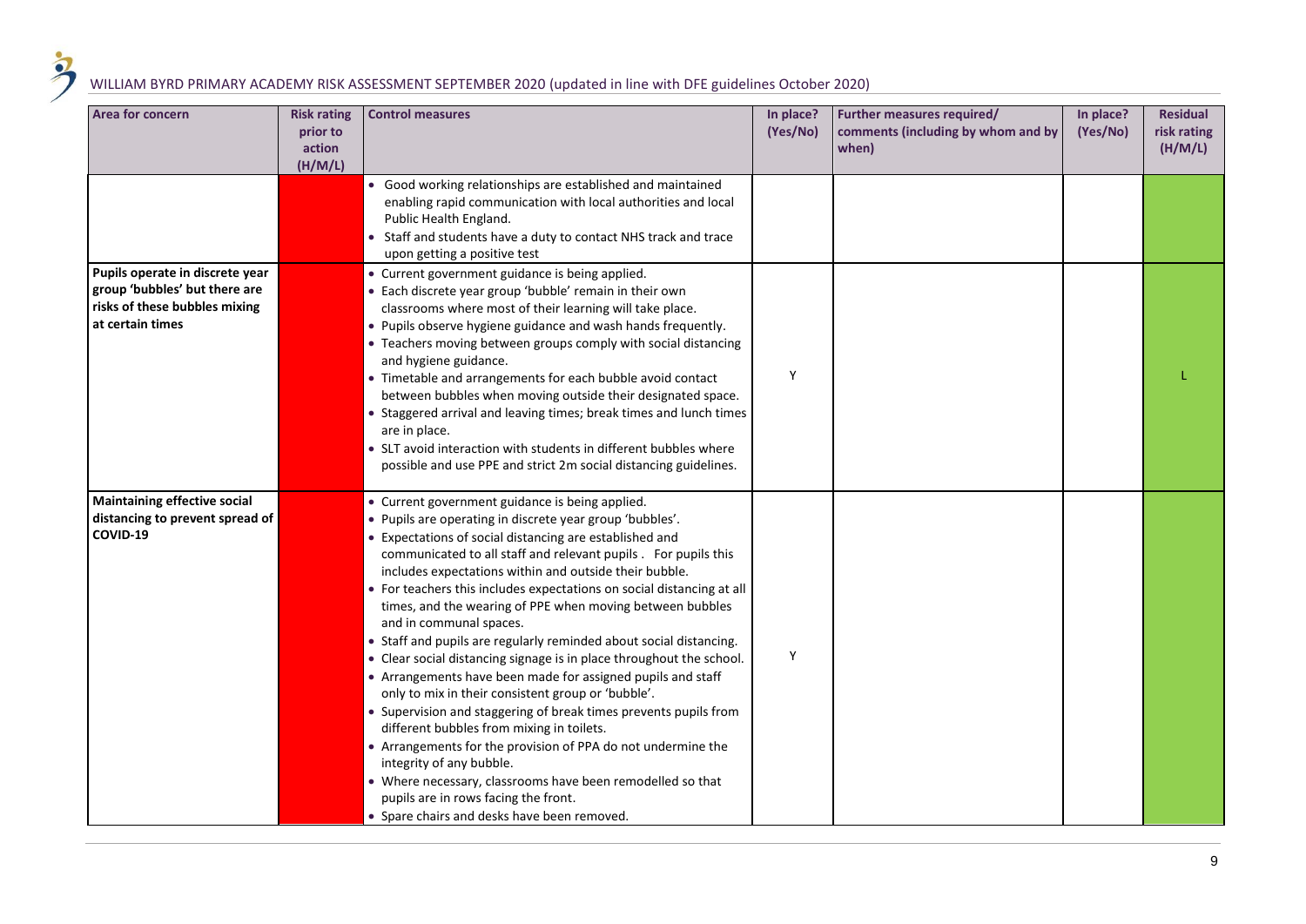| Area for concern | Risk rating prior to action (H/M/L) | Control measures | In place? (Yes/No) | Further measures required/ comments (including by whom and by when) | In place? (Yes/No) | Residual risk rating (H/M/L) |
|---|---|---|---|---|---|---|
| | | • Good working relationships are established and maintained enabling rapid communication with local authorities and local Public Health England.<br>• Staff and students have a duty to contact NHS track and trace upon getting a positive test | | | | |
| **Pupils operate in discrete year group 'bubbles' but there are risks of these bubbles mixing at certain times** | | • Current government guidance is being applied.<br>• Each discrete year group 'bubble' remain in their own classrooms where most of their learning will take place.<br>• Pupils observe hygiene guidance and wash hands frequently.<br>• Teachers moving between groups comply with social distancing and hygiene guidance.<br>• Timetable and arrangements for each bubble avoid contact between bubbles when moving outside their designated space.<br>• Staggered arrival and leaving times; break times and lunch times are in place.<br>• SLT avoid interaction with students in different bubbles where possible and use PPE and strict 2m social distancing guidelines. | Y | | | L |
| **Maintaining effective social distancing to prevent spread of COVID-19** | | • Current government guidance is being applied.<br>• Pupils are operating in discrete year group 'bubbles'.<br>• Expectations of social distancing are established and communicated to all staff and relevant pupils . For pupils this includes expectations within and outside their bubble.<br>• For teachers this includes expectations on social distancing at all times, and the wearing of PPE when moving between bubbles and in communal spaces.<br>• Staff and pupils are regularly reminded about social distancing.<br>• Clear social distancing signage is in place throughout the school.<br>• Arrangements have been made for assigned pupils and staff only to mix in their consistent group or 'bubble'.<br>• Supervision and staggering of break times prevents pupils from different bubbles from mixing in toilets.<br>• Arrangements for the provision of PPA do not undermine the integrity of any bubble.<br>• Where necessary, classrooms have been remodelled so that pupils are in rows facing the front.<br>• Spare chairs and desks have been removed. | Y | | | |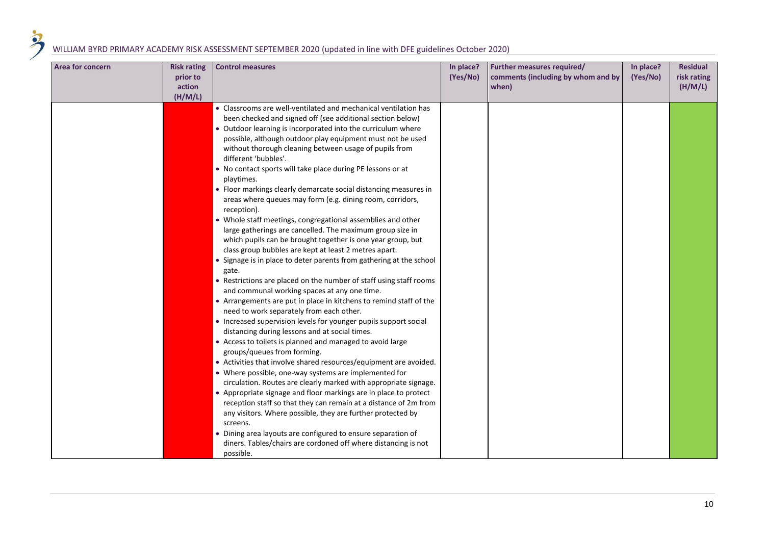| Area for concern | Risk rating prior to action (H/M/L) | Control measures | In place? (Yes/No) | Further measures required/ comments (including by whom and by when) | In place? (Yes/No) | Residual risk rating (H/M/L) |
|---|---|---|---|---|---|---|
| | | • Classrooms are well-ventilated and mechanical ventilation has been checked and signed off (see additional section below)<br>• Outdoor learning is incorporated into the curriculum where possible, although outdoor play equipment must not be used without thorough cleaning between usage of pupils from different 'bubbles'.<br>• No contact sports will take place during PE lessons or at playtimes.<br>• Floor markings clearly demarcate social distancing measures in areas where queues may form (e.g. dining room, corridors, reception).<br>• Whole staff meetings, congregational assemblies and other large gatherings are cancelled. The maximum group size in which pupils can be brought together is one year group, but class group bubbles are kept at least 2 metres apart.<br>• Signage is in place to deter parents from gathering at the school gate.<br>• Restrictions are placed on the number of staff using staff rooms and communal working spaces at any one time.<br>• Arrangements are put in place in kitchens to remind staff of the need to work separately from each other.<br>• Increased supervision levels for younger pupils support social distancing during lessons and at social times.<br>• Access to toilets is planned and managed to avoid large groups/queues from forming.<br>• Activities that involve shared resources/equipment are avoided.<br>• Where possible, one-way systems are implemented for circulation. Routes are clearly marked with appropriate signage.<br>• Appropriate signage and floor markings are in place to protect reception staff so that they can remain at a distance of 2m from any visitors. Where possible, they are further protected by screens.<br>• Dining area layouts are configured to ensure separation of diners. Tables/chairs are cordoned off where distancing is not possible. | | | | |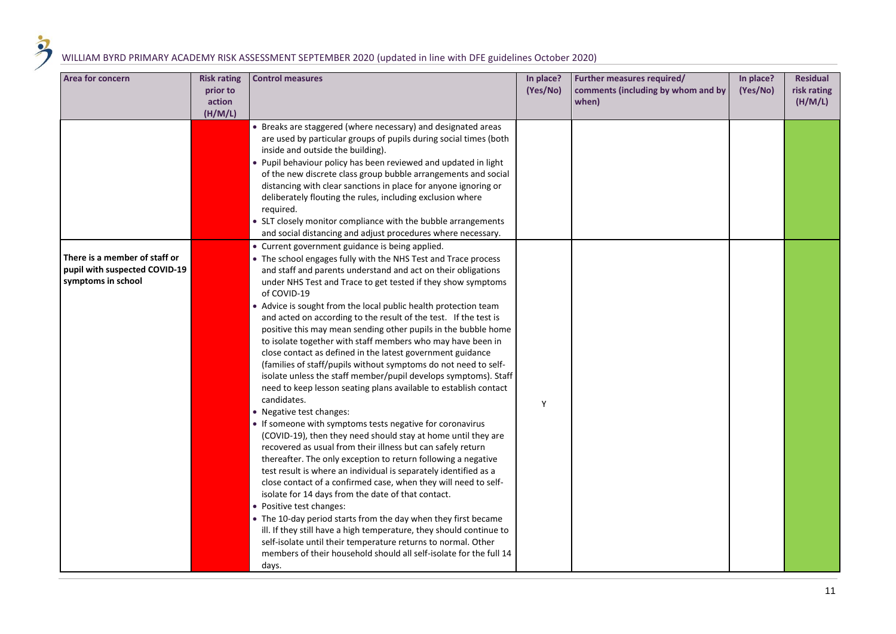WILLIAM BYRD PRIMARY ACADEMY RISK ASSESSMENT SEPTEMBER 2020 (updated in line with DFE guidelines October 2020)

| Area for concern | Risk rating prior to action (H/M/L) | Control measures | In place? (Yes/No) | Further measures required/ comments (including by whom and by when) | In place? (Yes/No) | Residual risk rating (H/M/L) |
|---|---|---|---|---|---|---|
| | | • Breaks are staggered (where necessary) and designated areas are used by particular groups of pupils during social times (both inside and outside the building).<br>• Pupil behaviour policy has been reviewed and updated in light of the new discrete class group bubble arrangements and social distancing with clear sanctions in place for anyone ignoring or deliberately flouting the rules, including exclusion where required.<br>• SLT closely monitor compliance with the bubble arrangements and social distancing and adjust procedures where necessary. | | | | |
| **There is a member of staff or pupil with suspected COVID-19 symptoms in school** | | • Current government guidance is being applied.<br>• The school engages fully with the NHS Test and Trace process and staff and parents understand and act on their obligations under NHS Test and Trace to get tested if they show symptoms of COVID-19<br>• Advice is sought from the local public health protection team and acted on according to the result of the test. If the test is positive this may mean sending other pupils in the bubble home to isolate together with staff members who may have been in close contact as defined in the latest government guidance (families of staff/pupils without symptoms do not need to self-isolate unless the staff member/pupil develops symptoms). Staff need to keep lesson seating plans available to establish contact candidates.<br>• Negative test changes:<br>• If someone with symptoms tests negative for coronavirus (COVID-19), then they need should stay at home until they are recovered as usual from their illness but can safely return thereafter. The only exception to return following a negative test result is where an individual is separately identified as a close contact of a confirmed case, when they will need to self-isolate for 14 days from the date of that contact.<br>• Positive test changes:<br>• The 10-day period starts from the day when they first became ill. If they still have a high temperature, they should continue to self-isolate until their temperature returns to normal. Other members of their household should all self-isolate for the full 14 days. | Y | | | |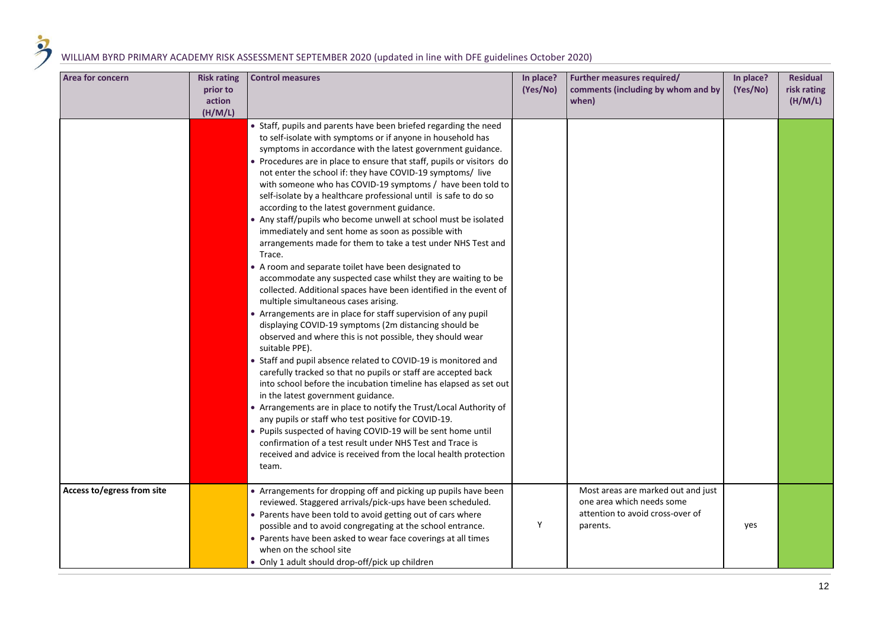| Area for concern | Risk rating prior to action (H/M/L) | Control measures | In place? (Yes/No) | Further measures required/ comments (including by whom and by when) | In place? (Yes/No) | Residual risk rating (H/M/L) |
|---|---|---|---|---|---|---|
| | | • Staff, pupils and parents have been briefed regarding the need to self-isolate with symptoms or if anyone in household has symptoms in accordance with the latest government guidance.<br>• Procedures are in place to ensure that staff, pupils or visitors do not enter the school if: they have COVID-19 symptoms/ live with someone who has COVID-19 symptoms / have been told to self-isolate by a healthcare professional until is safe to do so according to the latest government guidance.<br>• Any staff/pupils who become unwell at school must be isolated immediately and sent home as soon as possible with arrangements made for them to take a test under NHS Test and Trace.<br>• A room and separate toilet have been designated to accommodate any suspected case whilst they are waiting to be collected. Additional spaces have been identified in the event of multiple simultaneous cases arising.<br>• Arrangements are in place for staff supervision of any pupil displaying COVID-19 symptoms (2m distancing should be observed and where this is not possible, they should wear suitable PPE).<br>• Staff and pupil absence related to COVID-19 is monitored and carefully tracked so that no pupils or staff are accepted back into school before the incubation timeline has elapsed as set out in the latest government guidance.<br>• Arrangements are in place to notify the Trust/Local Authority of any pupils or staff who test positive for COVID-19.<br>• Pupils suspected of having COVID-19 will be sent home until confirmation of a test result under NHS Test and Trace is received and advice is received from the local health protection team. | | | | |
| **Access to/egress from site** | | • Arrangements for dropping off and picking up pupils have been reviewed. Staggered arrivals/pick-ups have been scheduled.<br>• Parents have been told to avoid getting out of cars where possible and to avoid congregating at the school entrance.<br>• Parents have been asked to wear face coverings at all times when on the school site<br>• Only 1 adult should drop-off/pick up children | Y | Most areas are marked out and just one area which needs some attention to avoid cross-over of parents. | yes | |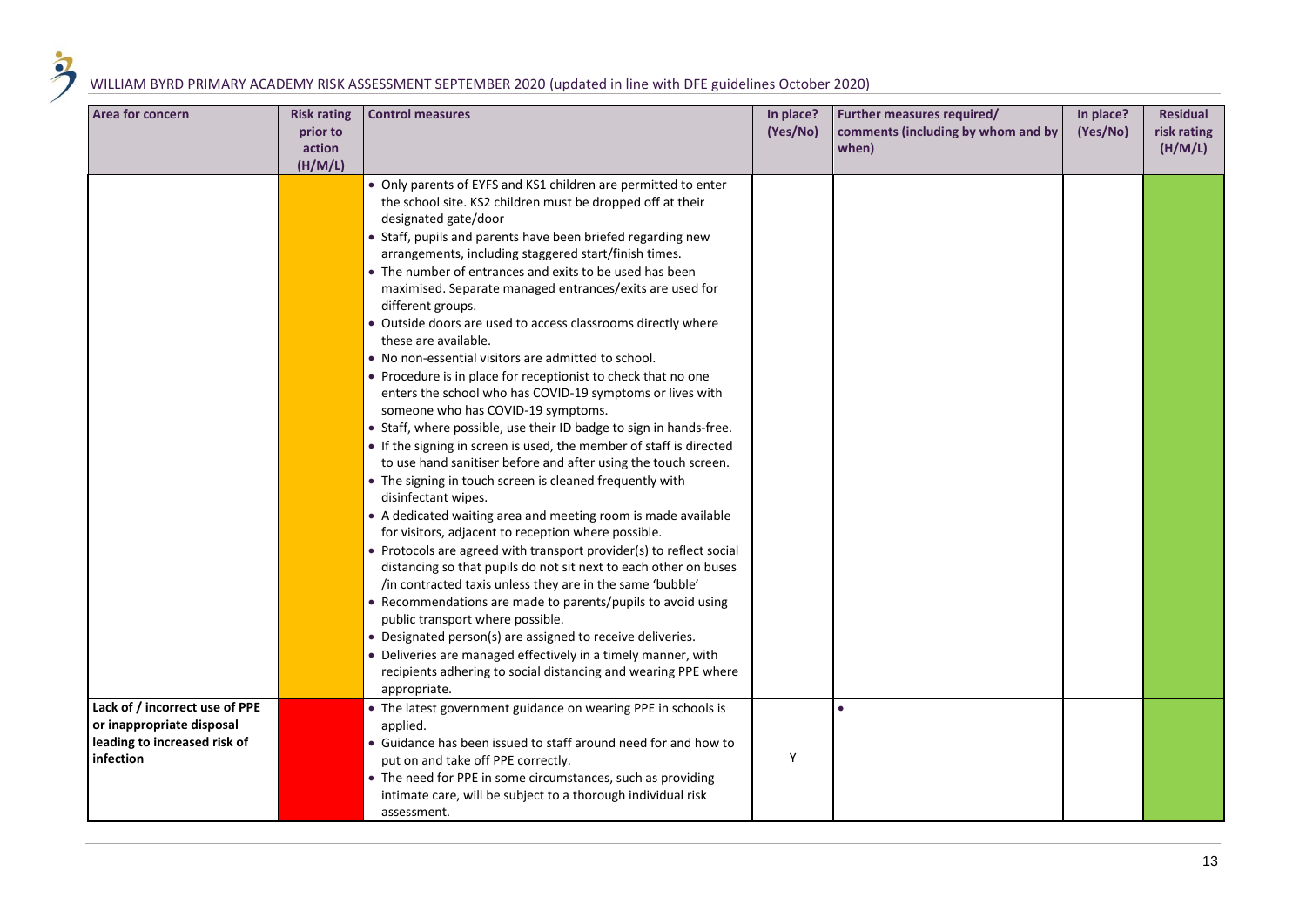| Area for concern | Risk rating prior to action (H/M/L) | Control measures | In place? (Yes/No) | Further measures required/ comments (including by whom and by when) | In place? (Yes/No) | Residual risk rating (H/M/L) |
|---|---|---|---|---|---|---|
| | | • Only parents of EYFS and KS1 children are permitted to enter the school site. KS2 children must be dropped off at their designated gate/door<br>• Staff, pupils and parents have been briefed regarding new arrangements, including staggered start/finish times.<br>• The number of entrances and exits to be used has been maximised. Separate managed entrances/exits are used for different groups.<br>• Outside doors are used to access classrooms directly where these are available.<br>• No non-essential visitors are admitted to school.<br>• Procedure is in place for receptionist to check that no one enters the school who has COVID-19 symptoms or lives with someone who has COVID-19 symptoms.<br>• Staff, where possible, use their ID badge to sign in hands-free.<br>• If the signing in screen is used, the member of staff is directed to use hand sanitiser before and after using the touch screen.<br>• The signing in touch screen is cleaned frequently with disinfectant wipes.<br>• A dedicated waiting area and meeting room is made available for visitors, adjacent to reception where possible.<br>• Protocols are agreed with transport provider(s) to reflect social distancing so that pupils do not sit next to each other on buses /in contracted taxis unless they are in the same 'bubble'<br>• Recommendations are made to parents/pupils to avoid using public transport where possible.<br>• Designated person(s) are assigned to receive deliveries.<br>• Deliveries are managed effectively in a timely manner, with recipients adhering to social distancing and wearing PPE where appropriate. | | | | |
| **Lack of / incorrect use of PPE or inappropriate disposal leading to increased risk of infection** | | • The latest government guidance on wearing PPE in schools is applied.<br>• Guidance has been issued to staff around need for and how to put on and take off PPE correctly.<br>• The need for PPE in some circumstances, such as providing intimate care, will be subject to a thorough individual risk assessment. | Y | • | | |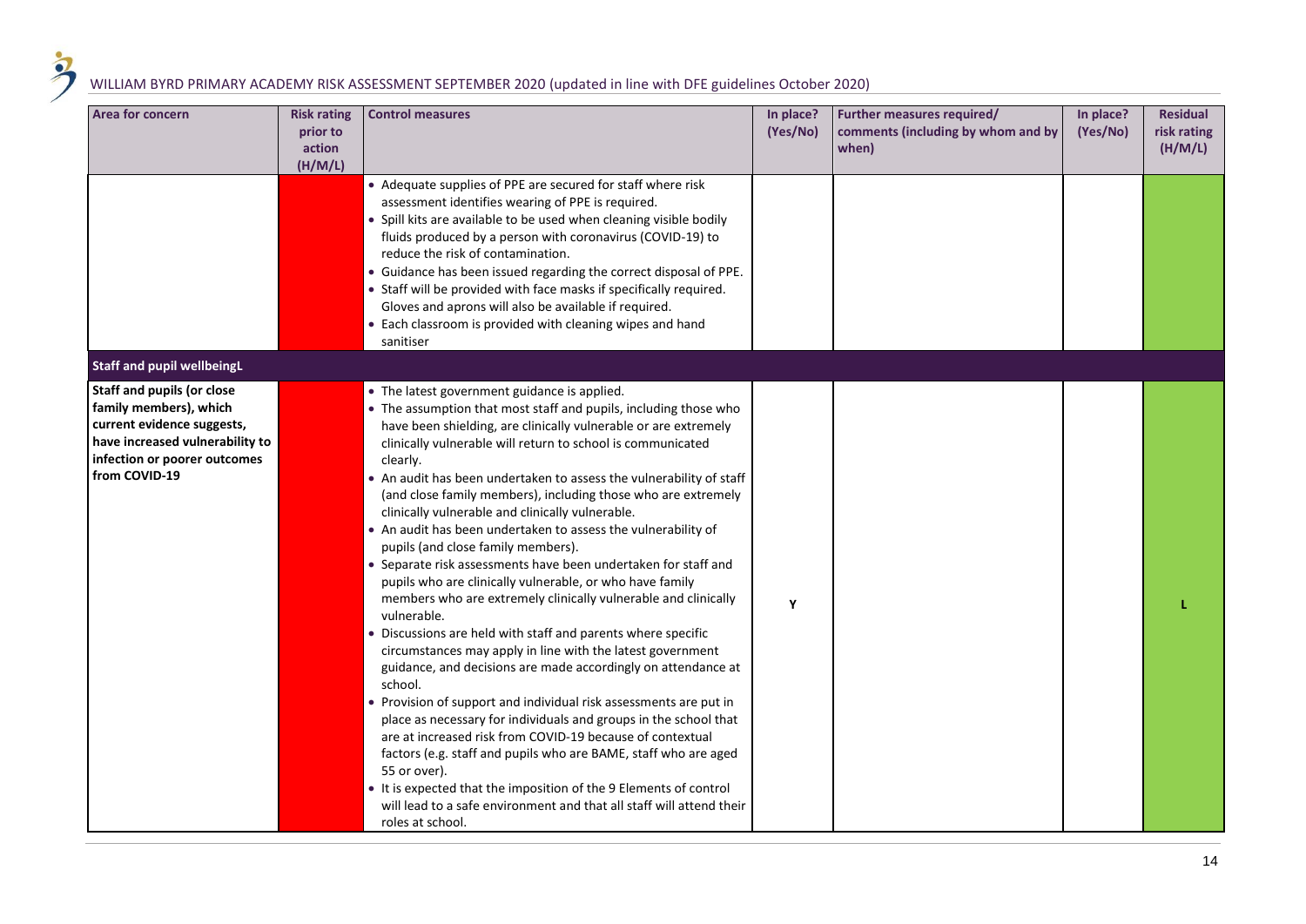| Area for concern | Risk rating prior to action (H/M/L) | Control measures | In place? (Yes/No) | Further measures required/ comments (including by whom and by when) | In place? (Yes/No) | Residual risk rating (H/M/L) |
| --- | --- | --- | --- | --- | --- | --- |
| | | • Adequate supplies of PPE are secured for staff where risk assessment identifies wearing of PPE is required.<br>• Spill kits are available to be used when cleaning visible bodily fluids produced by a person with coronavirus (COVID-19) to reduce the risk of contamination.<br>• Guidance has been issued regarding the correct disposal of PPE.<br>• Staff will be provided with face masks if specifically required. Gloves and aprons will also be available if required.<br>• Each classroom is provided with cleaning wipes and hand sanitiser | | | | |
| **Staff and pupil wellbeingL** | | | | | | |
| **Staff and pupils (or close family members), which current evidence suggests, have increased vulnerability to infection or poorer outcomes from COVID-19** | | • The latest government guidance is applied.<br>• The assumption that most staff and pupils, including those who have been shielding, are clinically vulnerable or are extremely clinically vulnerable will return to school is communicated clearly.<br>• An audit has been undertaken to assess the vulnerability of staff (and close family members), including those who are extremely clinically vulnerable and clinically vulnerable.<br>• An audit has been undertaken to assess the vulnerability of pupils (and close family members).<br>• Separate risk assessments have been undertaken for staff and pupils who are clinically vulnerable, or who have family members who are extremely clinically vulnerable and clinically vulnerable.<br>• Discussions are held with staff and parents where specific circumstances may apply in line with the latest government guidance, and decisions are made accordingly on attendance at school.<br>• Provision of support and individual risk assessments are put in place as necessary for individuals and groups in the school that are at increased risk from COVID-19 because of contextual factors (e.g. staff and pupils who are BAME, staff who are aged 55 or over).<br>• It is expected that the imposition of the 9 Elements of control will lead to a safe environment and that all staff will attend their roles at school. | Y | | | L |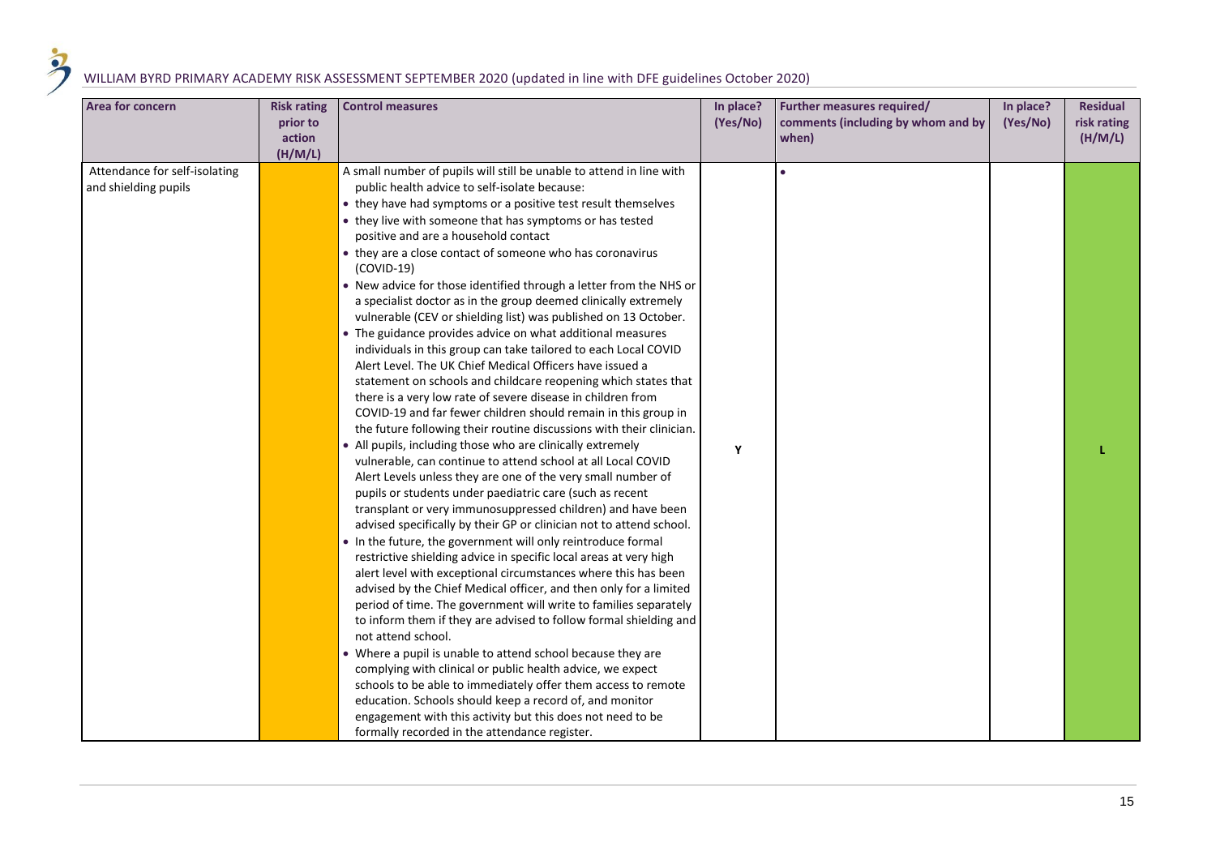WILLIAM BYRD PRIMARY ACADEMY RISK ASSESSMENT SEPTEMBER 2020 (updated in line with DFE guidelines October 2020)

| Area for concern | Risk rating prior to action (H/M/L) | Control measures | In place? (Yes/No) | Further measures required/ comments (including by whom and by when) | In place? (Yes/No) | Residual risk rating (H/M/L) |
|---|---|---|---|---|---|---|
| Attendance for self-isolating and shielding pupils | | A small number of pupils will still be unable to attend in line with public health advice to self-isolate because:<br>• they have had symptoms or a positive test result themselves<br>• they live with someone that has symptoms or has tested positive and are a household contact<br>• they are a close contact of someone who has coronavirus (COVID-19)<br>• New advice for those identified through a letter from the NHS or a specialist doctor as in the group deemed clinically extremely vulnerable (CEV or shielding list) was published on 13 October.<br>• The guidance provides advice on what additional measures individuals in this group can take tailored to each Local COVID Alert Level. The UK Chief Medical Officers have issued a statement on schools and childcare reopening which states that there is a very low rate of severe disease in children from COVID-19 and far fewer children should remain in this group in the future following their routine discussions with their clinician.<br>• All pupils, including those who are clinically extremely vulnerable, can continue to attend school at all Local COVID Alert Levels unless they are one of the very small number of pupils or students under paediatric care (such as recent transplant or very immunosuppressed children) and have been advised specifically by their GP or clinician not to attend school.<br>• In the future, the government will only reintroduce formal restrictive shielding advice in specific local areas at very high alert level with exceptional circumstances where this has been advised by the Chief Medical officer, and then only for a limited period of time. The government will write to families separately to inform them if they are advised to follow formal shielding and not attend school.<br>• Where a pupil is unable to attend school because they are complying with clinical or public health advice, we expect schools to be able to immediately offer them access to remote education. Schools should keep a record of, and monitor engagement with this activity but this does not need to be formally recorded in the attendance register. | Y | • | | L |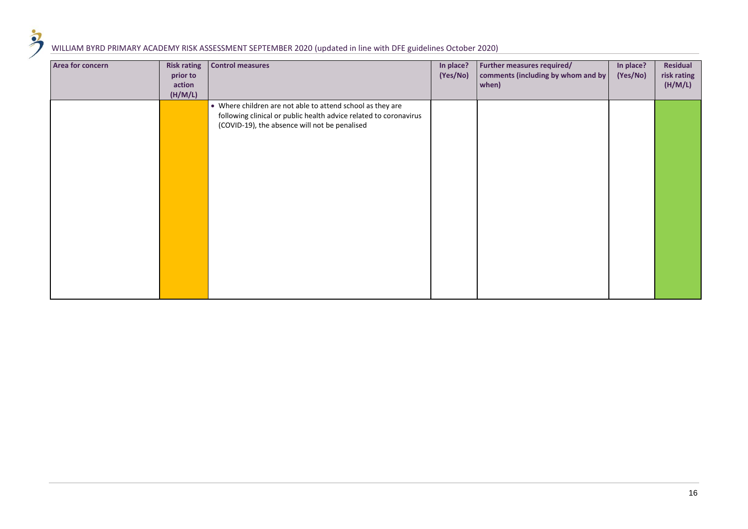| Area for concern | Risk rating prior to action (H/M/L) | Control measures | In place? (Yes/No) | Further measures required/ comments (including by whom and by when) | In place? (Yes/No) | Residual risk rating (H/M/L) |
|---|---|---|---|---|---|---|
| | | • Where children are not able to attend school as they are following clinical or public health advice related to coronavirus (COVID-19), the absence will not be penalised | | | | |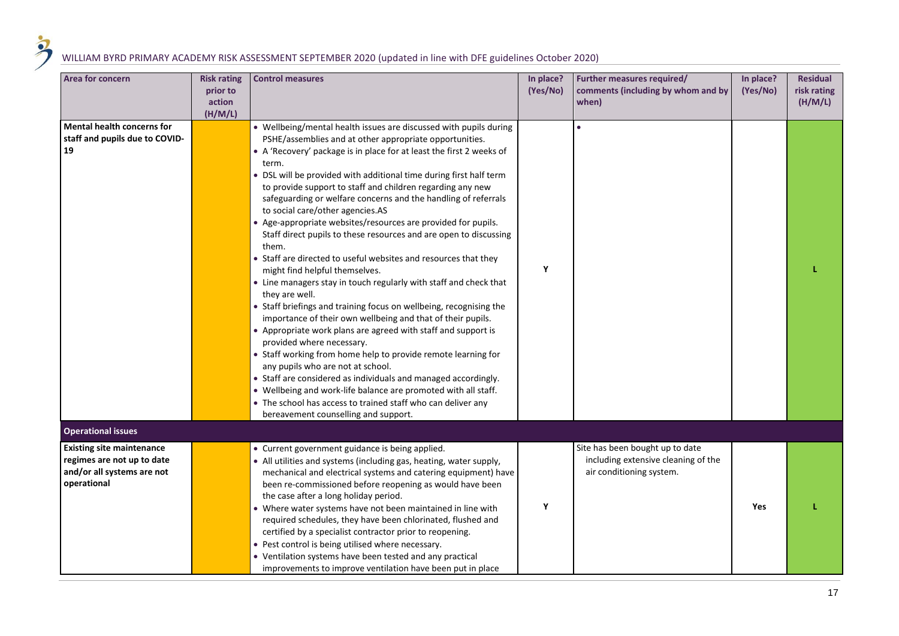WILLIAM BYRD PRIMARY ACADEMY RISK ASSESSMENT SEPTEMBER 2020 (updated in line with DFE guidelines October 2020)

| Area for concern | Risk rating prior to action (H/M/L) | Control measures | In place? (Yes/No) | Further measures required/ comments (including by whom and by when) | In place? (Yes/No) | Residual risk rating (H/M/L) |
|---|---|---|---|---|---|---|
| **Mental health concerns for staff and pupils due to COVID-19** | | • Wellbeing/mental health issues are discussed with pupils during PSHE/assemblies and at other appropriate opportunities.<br>• A 'Recovery' package is in place for at least the first 2 weeks of term.<br>• DSL will be provided with additional time during first half term to provide support to staff and children regarding any new safeguarding or welfare concerns and the handling of referrals to social care/other agencies.AS<br>• Age-appropriate websites/resources are provided for pupils. Staff direct pupils to these resources and are open to discussing them.<br>• Staff are directed to useful websites and resources that they might find helpful themselves.<br>• Line managers stay in touch regularly with staff and check that they are well.<br>• Staff briefings and training focus on wellbeing, recognising the importance of their own wellbeing and that of their pupils.<br>• Appropriate work plans are agreed with staff and support is provided where necessary.<br>• Staff working from home help to provide remote learning for any pupils who are not at school.<br>• Staff are considered as individuals and managed accordingly.<br>• Wellbeing and work-life balance are promoted with all staff.<br>• The school has access to trained staff who can deliver any bereavement counselling and support. | Y | • | | L |
| **Operational issues** | | | | | | |
| **Existing site maintenance regimes are not up to date and/or all systems are not operational** | | • Current government guidance is being applied.<br>• All utilities and systems (including gas, heating, water supply, mechanical and electrical systems and catering equipment) have been re-commissioned before reopening as would have been the case after a long holiday period.<br>• Where water systems have not been maintained in line with required schedules, they have been chlorinated, flushed and certified by a specialist contractor prior to reopening.<br>• Pest control is being utilised where necessary.<br>• Ventilation systems have been tested and any practical improvements to improve ventilation have been put in place | Y | Site has been bought up to date including extensive cleaning of the air conditioning system. | Yes | L |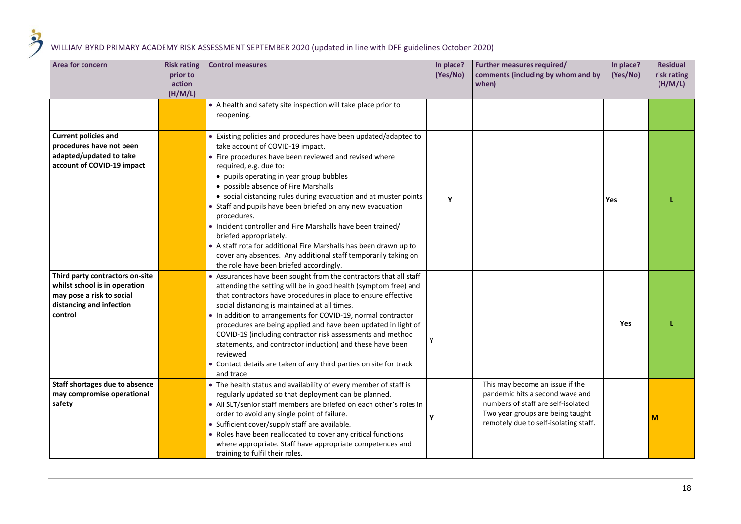| Area for concern | Risk rating prior to action (H/M/L) | Control measures | In place? (Yes/No) | Further measures required/ comments (including by whom and by when) | In place? (Yes/No) | Residual risk rating (H/M/L) |
|---|---|---|---|---|---|---|
| | | • A health and safety site inspection will take place prior to reopening. | | | | |
| **Current policies and procedures have not been adapted/updated to take account of COVID-19 impact** | | • Existing policies and procedures have been updated/adapted to take account of COVID-19 impact.<br>• Fire procedures have been reviewed and revised where required, e.g. due to:<br>  • pupils operating in year group bubbles<br>  • possible absence of Fire Marshalls<br>  • social distancing rules during evacuation and at muster points<br>• Staff and pupils have been briefed on any new evacuation procedures.<br>• Incident controller and Fire Marshalls have been trained/ briefed appropriately.<br>• A staff rota for additional Fire Marshalls has been drawn up to cover any absences. Any additional staff temporarily taking on the role have been briefed accordingly. | Y | | Yes | L |
| **Third party contractors on-site whilst school is in operation may pose a risk to social distancing and infection control** | | • Assurances have been sought from the contractors that all staff attending the setting will be in good health (symptom free) and that contractors have procedures in place to ensure effective social distancing is maintained at all times.<br>• In addition to arrangements for COVID-19, normal contractor procedures are being applied and have been updated in light of COVID-19 (including contractor risk assessments and method statements, and contractor induction) and these have been reviewed.<br>• Contact details are taken of any third parties on site for track and trace | Y | | Yes | L |
| **Staff shortages due to absence may compromise operational safety** | | • The health status and availability of every member of staff is regularly updated so that deployment can be planned.<br>• All SLT/senior staff members are briefed on each other's roles in order to avoid any single point of failure.<br>• Sufficient cover/supply staff are available.<br>• Roles have been reallocated to cover any critical functions where appropriate. Staff have appropriate competences and training to fulfil their roles. | Y | This may become an issue if the pandemic hits a second wave and numbers of staff are self-isolated Two year groups are being taught remotely due to self-isolating staff. | | M |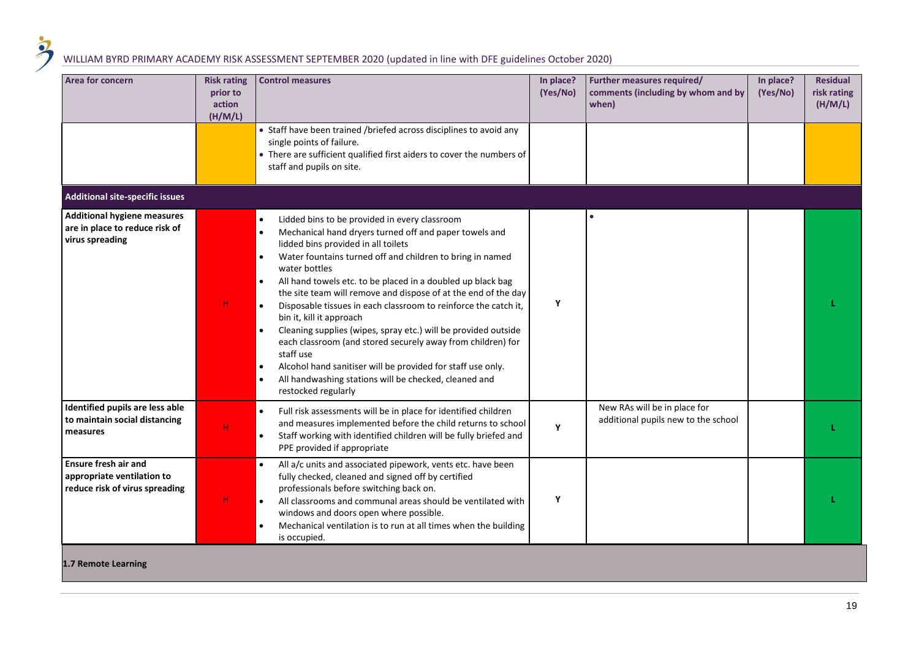| Area for concern | Risk rating prior to action (H/M/L) | Control measures | In place? (Yes/No) | Further measures required/ comments (including by whom and by when) | In place? (Yes/No) | Residual risk rating (H/M/L) |
|---|---|---|---|---|---|---|
| | | • Staff have been trained /briefed across disciplines to avoid any single points of failure.<br>• There are sufficient qualified first aiders to cover the numbers of staff and pupils on site. | | | | |
| **Additional site-specific issues** | | | | | | |
| **Additional hygiene measures are in place to reduce risk of virus spreading** | H | • Lidded bins to be provided in every classroom<br>• Mechanical hand dryers turned off and paper towels and lidded bins provided in all toilets<br>• Water fountains turned off and children to bring in named water bottles<br>• All hand towels etc. to be placed in a doubled up black bag the site team will remove and dispose of at the end of the day<br>• Disposable tissues in each classroom to reinforce the catch it, bin it, kill it approach<br>• Cleaning supplies (wipes, spray etc.) will be provided outside each classroom (and stored securely away from children) for staff use<br>• Alcohol hand sanitiser will be provided for staff use only.<br>• All handwashing stations will be checked, cleaned and restocked regularly | Y | • | | L |
| **Identified pupils are less able to maintain social distancing measures** | H | • Full risk assessments will be in place for identified children and measures implemented before the child returns to school<br>• Staff working with identified children will be fully briefed and PPE provided if appropriate | Y | New RAs will be in place for additional pupils new to the school | | L |
| **Ensure fresh air and appropriate ventilation to reduce risk of virus spreading** | H | • All a/c units and associated pipework, vents etc. have been fully checked, cleaned and signed off by certified professionals before switching back on.<br>• All classrooms and communal areas should be ventilated with windows and doors open where possible.<br>• Mechanical ventilation is to run at all times when the building is occupied. | Y | | | L |

**1.7 Remote Learning**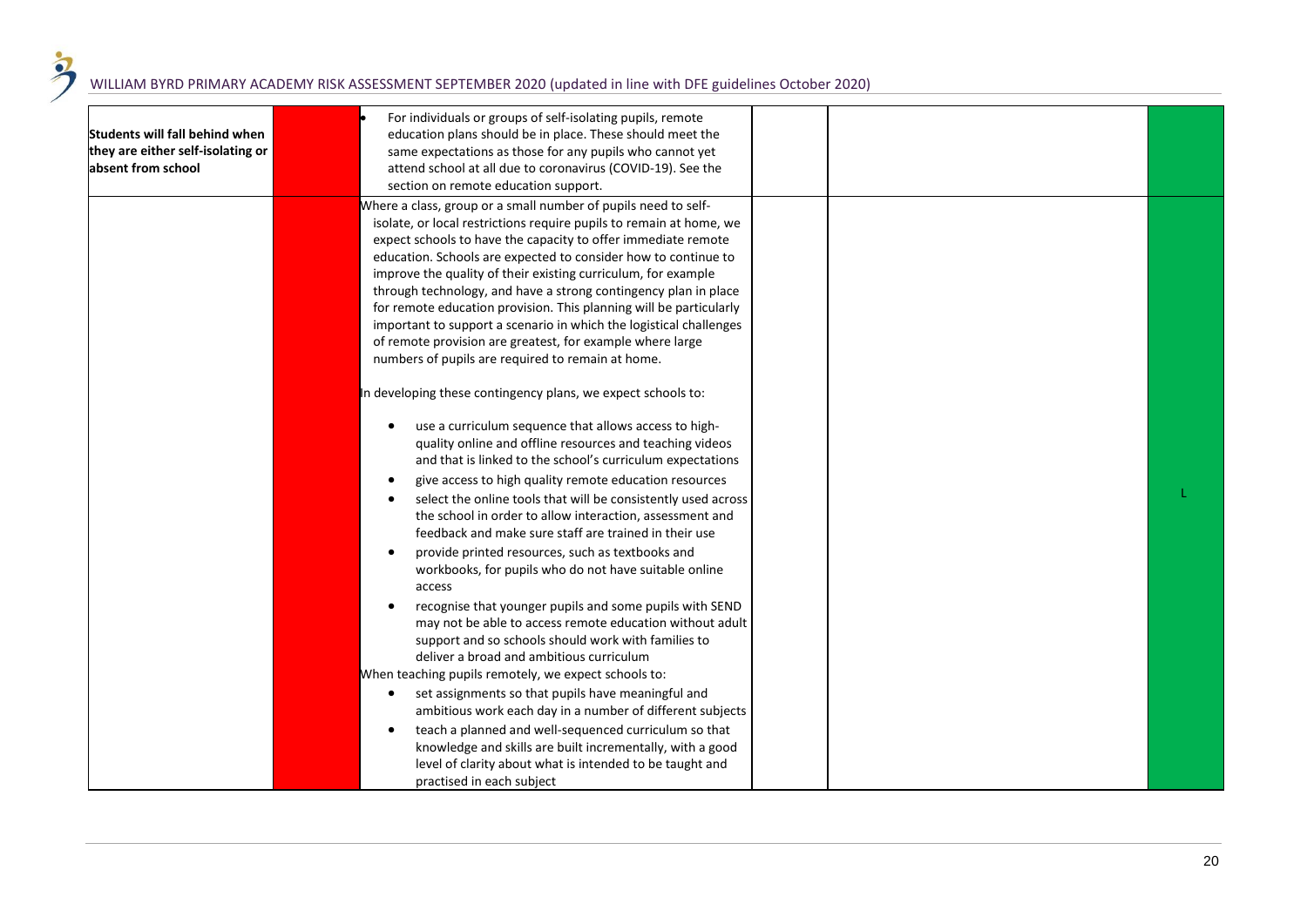| Students will fall behind when they are either self-isolating or absent from school | | <ul><li>For individuals or groups of self-isolating pupils, remote education plans should be in place. These should meet the same expectations as those for any pupils who cannot yet attend school at all due to coronavirus (COVID-19). See the section on remote education support.</li></ul> | | | |
|---|---|---|---|---|---|
| | | Where a class, group or a small number of pupils need to self-isolate, or local restrictions require pupils to remain at home, we expect schools to have the capacity to offer immediate remote education. Schools are expected to consider how to continue to improve the quality of their existing curriculum, for example through technology, and have a strong contingency plan in place for remote education provision. This planning will be particularly important to support a scenario in which the logistical challenges of remote provision are greatest, for example where large numbers of pupils are required to remain at home.<br><br>In developing these contingency plans, we expect schools to:<ul><li>use a curriculum sequence that allows access to high-quality online and offline resources and teaching videos and that is linked to the school's curriculum expectations</li><li>give access to high quality remote education resources</li><li>select the online tools that will be consistently used across the school in order to allow interaction, assessment and feedback and make sure staff are trained in their use</li><li>provide printed resources, such as textbooks and workbooks, for pupils who do not have suitable online access</li><li>recognise that younger pupils and some pupils with SEND may not be able to access remote education without adult support and so schools should work with families to deliver a broad and ambitious curriculum</li></ul>When teaching pupils remotely, we expect schools to:<ul><li>set assignments so that pupils have meaningful and ambitious work each day in a number of different subjects</li><li>teach a planned and well-sequenced curriculum so that knowledge and skills are built incrementally, with a good level of clarity about what is intended to be taught and practised in each subject</li></ul> | | | L |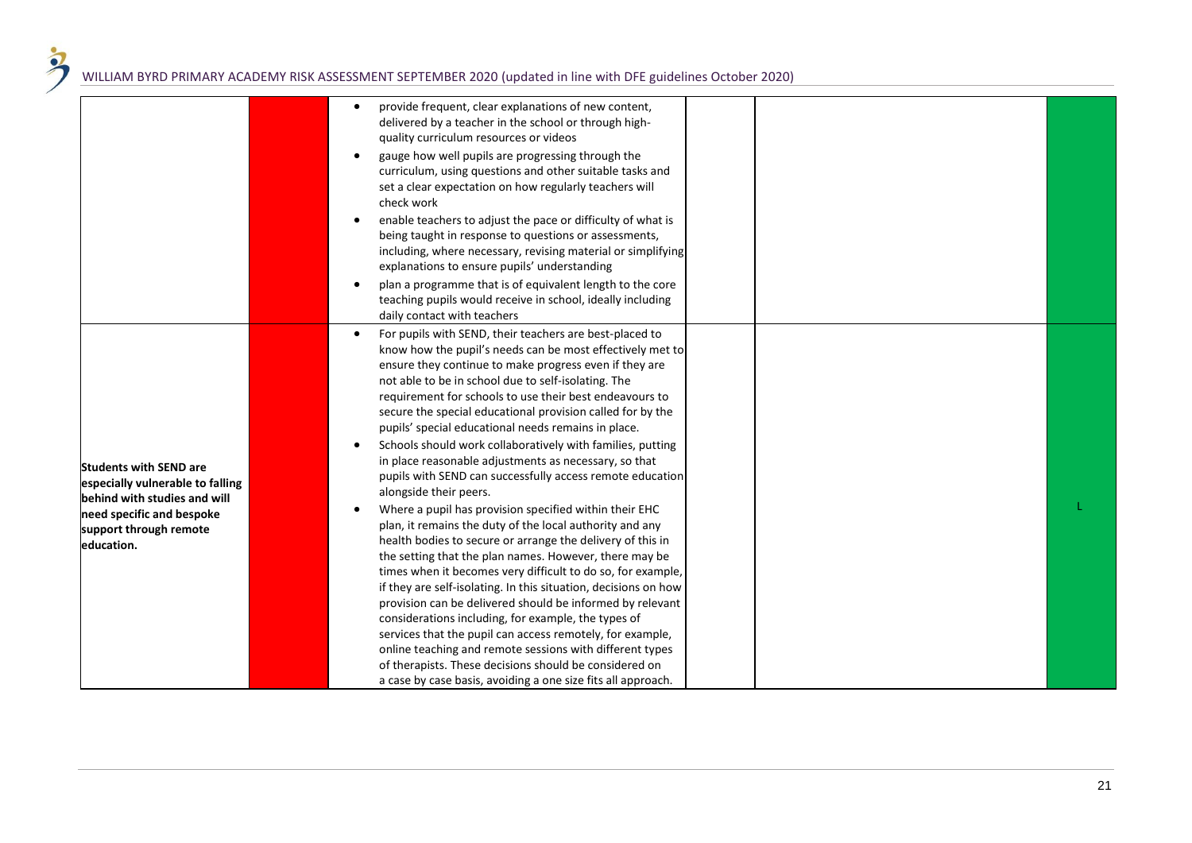| | | | | | |
|---|---|---|---|---|---|
| | | • provide frequent, clear explanations of new content, delivered by a teacher in the school or through high-quality curriculum resources or videos<br>• gauge how well pupils are progressing through the curriculum, using questions and other suitable tasks and set a clear expectation on how regularly teachers will check work<br>• enable teachers to adjust the pace or difficulty of what is being taught in response to questions or assessments, including, where necessary, revising material or simplifying explanations to ensure pupils' understanding<br>• plan a programme that is of equivalent length to the core teaching pupils would receive in school, ideally including daily contact with teachers | | | |
| **Students with SEND are especially vulnerable to falling behind with studies and will need specific and bespoke support through remote education.** | | • For pupils with SEND, their teachers are best-placed to know how the pupil's needs can be most effectively met to ensure they continue to make progress even if they are not able to be in school due to self-isolating. The requirement for schools to use their best endeavours to secure the special educational provision called for by the pupils' special educational needs remains in place.<br>• Schools should work collaboratively with families, putting in place reasonable adjustments as necessary, so that pupils with SEND can successfully access remote education alongside their peers.<br>• Where a pupil has provision specified within their EHC plan, it remains the duty of the local authority and any health bodies to secure or arrange the delivery of this in the setting that the plan names. However, there may be times when it becomes very difficult to do so, for example, if they are self-isolating. In this situation, decisions on how provision can be delivered should be informed by relevant considerations including, for example, the types of services that the pupil can access remotely, for example, online teaching and remote sessions with different types of therapists. These decisions should be considered on a case by case basis, avoiding a one size fits all approach. | | | L |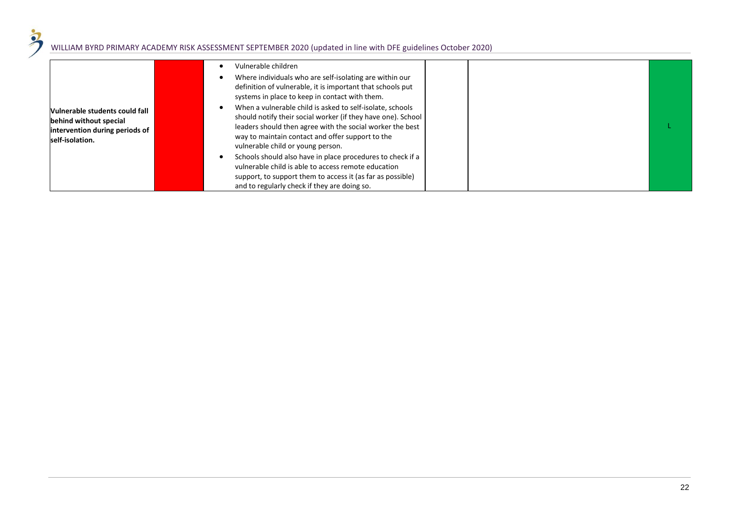| | | | | | |
|---|---|---|---|---|---|
| **Vulnerable students could fall behind without special intervention during periods of self-isolation.** | | • Vulnerable children<br>• Where individuals who are self-isolating are within our definition of vulnerable, it is important that schools put systems in place to keep in contact with them.<br>• When a vulnerable child is asked to self-isolate, schools should notify their social worker (if they have one). School leaders should then agree with the social worker the best way to maintain contact and offer support to the vulnerable child or young person.<br>• Schools should also have in place procedures to check if a vulnerable child is able to access remote education support, to support them to access it (as far as possible) and to regularly check if they are doing so. | | | L |